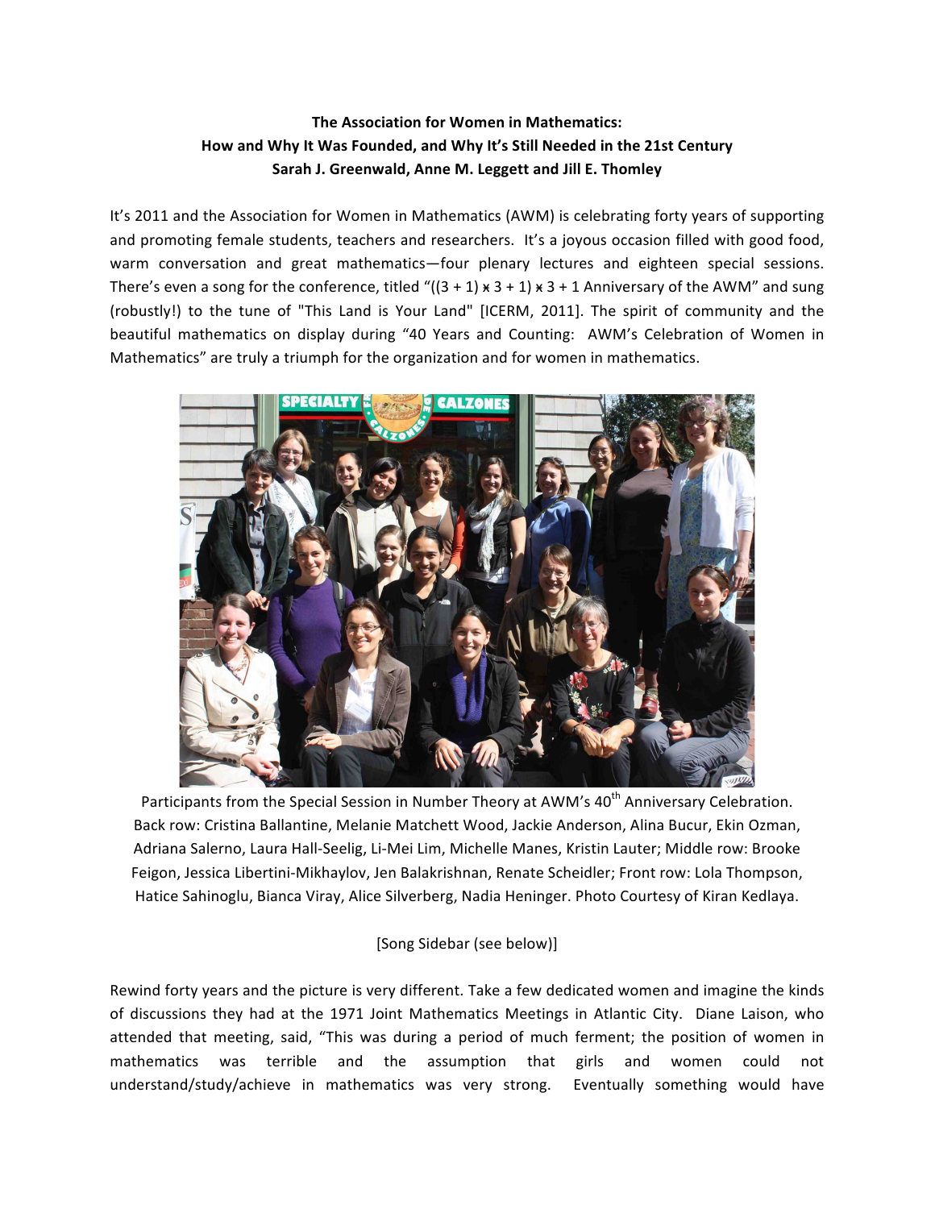**The Association for Women in Mathematics:**
**How and Why It Was Founded, and Why It's Still Needed in the 21st Century**
**Sarah J. Greenwald, Anne M. Leggett and Jill E. Thomley**

It's 2011 and the Association for Women in Mathematics (AWM) is celebrating forty years of supporting and promoting female students, teachers and researchers. It's a joyous occasion filled with good food, warm conversation and great mathematics—four plenary lectures and eighteen special sessions. There's even a song for the conference, titled "((3 + 1) x 3 + 1) x 3 + 1 Anniversary of the AWM" and sung (robustly!) to the tune of "This Land is Your Land" [ICERM, 2011]. The spirit of community and the beautiful mathematics on display during "40 Years and Counting: AWM's Celebration of Women in Mathematics" are truly a triumph for the organization and for women in mathematics.

Participants from the Special Session in Number Theory at AWM's 40th Anniversary Celebration. Back row: Cristina Ballantine, Melanie Matchett Wood, Jackie Anderson, Alina Bucur, Ekin Ozman, Adriana Salerno, Laura Hall-Seelig, Li-Mei Lim, Michelle Manes, Kristin Lauter; Middle row: Brooke Feigon, Jessica Libertini-Mikhaylov, Jen Balakrishnan, Renate Scheidler; Front row: Lola Thompson, Hatice Sahinoglu, Bianca Viray, Alice Silverberg, Nadia Heninger. Photo Courtesy of Kiran Kedlaya.

[Song Sidebar (see below)]

Rewind forty years and the picture is very different. Take a few dedicated women and imagine the kinds of discussions they had at the 1971 Joint Mathematics Meetings in Atlantic City. Diane Laison, who attended that meeting, said, "This was during a period of much ferment; the position of women in mathematics was terrible and the assumption that girls and women could not understand/study/achieve in mathematics was very strong. Eventually something would have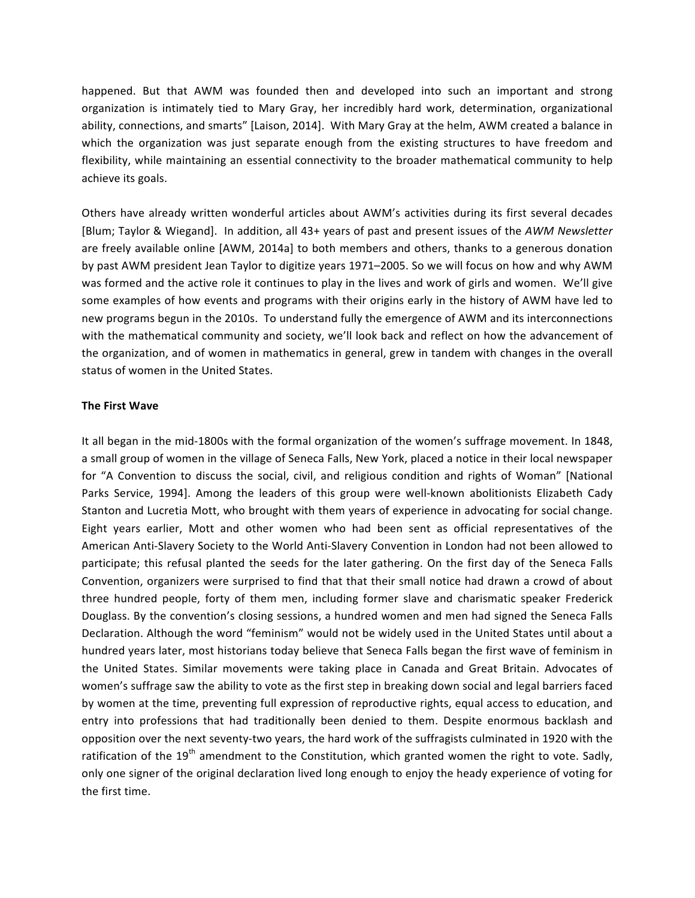happened. But that AWM was founded then and developed into such an important and strong organization is intimately tied to Mary Gray, her incredibly hard work, determination, organizational ability, connections, and smarts" [Laison, 2014]. With Mary Gray at the helm, AWM created a balance in which the organization was just separate enough from the existing structures to have freedom and flexibility, while maintaining an essential connectivity to the broader mathematical community to help achieve its goals.

Others have already written wonderful articles about AWM's activities during its first several decades [Blum; Taylor & Wiegand]. In addition, all 43+ years of past and present issues of the *AWM Newsletter* are freely available online [AWM, 2014a] to both members and others, thanks to a generous donation by past AWM president Jean Taylor to digitize years 1971–2005. So we will focus on how and why AWM was formed and the active role it continues to play in the lives and work of girls and women. We'll give some examples of how events and programs with their origins early in the history of AWM have led to new programs begun in the 2010s. To understand fully the emergence of AWM and its interconnections with the mathematical community and society, we'll look back and reflect on how the advancement of the organization, and of women in mathematics in general, grew in tandem with changes in the overall status of women in the United States.

**The First Wave**

It all began in the mid-1800s with the formal organization of the women's suffrage movement. In 1848, a small group of women in the village of Seneca Falls, New York, placed a notice in their local newspaper for "A Convention to discuss the social, civil, and religious condition and rights of Woman" [National Parks Service, 1994]. Among the leaders of this group were well-known abolitionists Elizabeth Cady Stanton and Lucretia Mott, who brought with them years of experience in advocating for social change. Eight years earlier, Mott and other women who had been sent as official representatives of the American Anti-Slavery Society to the World Anti-Slavery Convention in London had not been allowed to participate; this refusal planted the seeds for the later gathering. On the first day of the Seneca Falls Convention, organizers were surprised to find that that their small notice had drawn a crowd of about three hundred people, forty of them men, including former slave and charismatic speaker Frederick Douglass. By the convention's closing sessions, a hundred women and men had signed the Seneca Falls Declaration. Although the word "feminism" would not be widely used in the United States until about a hundred years later, most historians today believe that Seneca Falls began the first wave of feminism in the United States. Similar movements were taking place in Canada and Great Britain. Advocates of women's suffrage saw the ability to vote as the first step in breaking down social and legal barriers faced by women at the time, preventing full expression of reproductive rights, equal access to education, and entry into professions that had traditionally been denied to them. Despite enormous backlash and opposition over the next seventy-two years, the hard work of the suffragists culminated in 1920 with the ratification of the 19th amendment to the Constitution, which granted women the right to vote. Sadly, only one signer of the original declaration lived long enough to enjoy the heady experience of voting for the first time.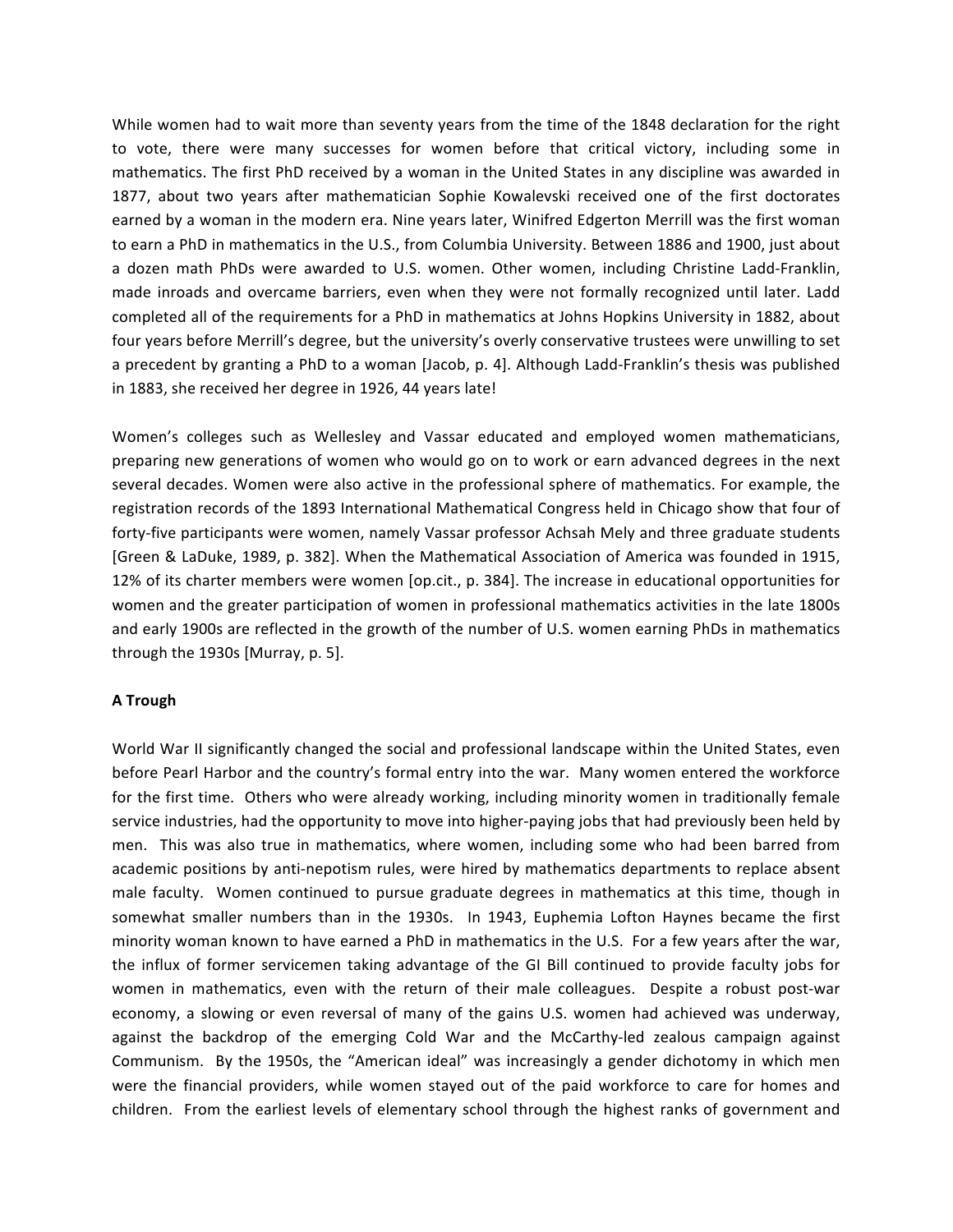While women had to wait more than seventy years from the time of the 1848 declaration for the right to vote, there were many successes for women before that critical victory, including some in mathematics. The first PhD received by a woman in the United States in any discipline was awarded in 1877, about two years after mathematician Sophie Kowalevski received one of the first doctorates earned by a woman in the modern era. Nine years later, Winifred Edgerton Merrill was the first woman to earn a PhD in mathematics in the U.S., from Columbia University. Between 1886 and 1900, just about a dozen math PhDs were awarded to U.S. women. Other women, including Christine Ladd-Franklin, made inroads and overcame barriers, even when they were not formally recognized until later. Ladd completed all of the requirements for a PhD in mathematics at Johns Hopkins University in 1882, about four years before Merrill's degree, but the university's overly conservative trustees were unwilling to set a precedent by granting a PhD to a woman [Jacob, p. 4]. Although Ladd-Franklin's thesis was published in 1883, she received her degree in 1926, 44 years late!

Women's colleges such as Wellesley and Vassar educated and employed women mathematicians, preparing new generations of women who would go on to work or earn advanced degrees in the next several decades. Women were also active in the professional sphere of mathematics. For example, the registration records of the 1893 International Mathematical Congress held in Chicago show that four of forty-five participants were women, namely Vassar professor Achsah Mely and three graduate students [Green & LaDuke, 1989, p. 382]. When the Mathematical Association of America was founded in 1915, 12% of its charter members were women [op.cit., p. 384]. The increase in educational opportunities for women and the greater participation of women in professional mathematics activities in the late 1800s and early 1900s are reflected in the growth of the number of U.S. women earning PhDs in mathematics through the 1930s [Murray, p. 5].

**A Trough**

World War II significantly changed the social and professional landscape within the United States, even before Pearl Harbor and the country's formal entry into the war. Many women entered the workforce for the first time. Others who were already working, including minority women in traditionally female service industries, had the opportunity to move into higher-paying jobs that had previously been held by men. This was also true in mathematics, where women, including some who had been barred from academic positions by anti-nepotism rules, were hired by mathematics departments to replace absent male faculty. Women continued to pursue graduate degrees in mathematics at this time, though in somewhat smaller numbers than in the 1930s. In 1943, Euphemia Lofton Haynes became the first minority woman known to have earned a PhD in mathematics in the U.S. For a few years after the war, the influx of former servicemen taking advantage of the GI Bill continued to provide faculty jobs for women in mathematics, even with the return of their male colleagues. Despite a robust post-war economy, a slowing or even reversal of many of the gains U.S. women had achieved was underway, against the backdrop of the emerging Cold War and the McCarthy-led zealous campaign against Communism. By the 1950s, the "American ideal" was increasingly a gender dichotomy in which men were the financial providers, while women stayed out of the paid workforce to care for homes and children. From the earliest levels of elementary school through the highest ranks of government and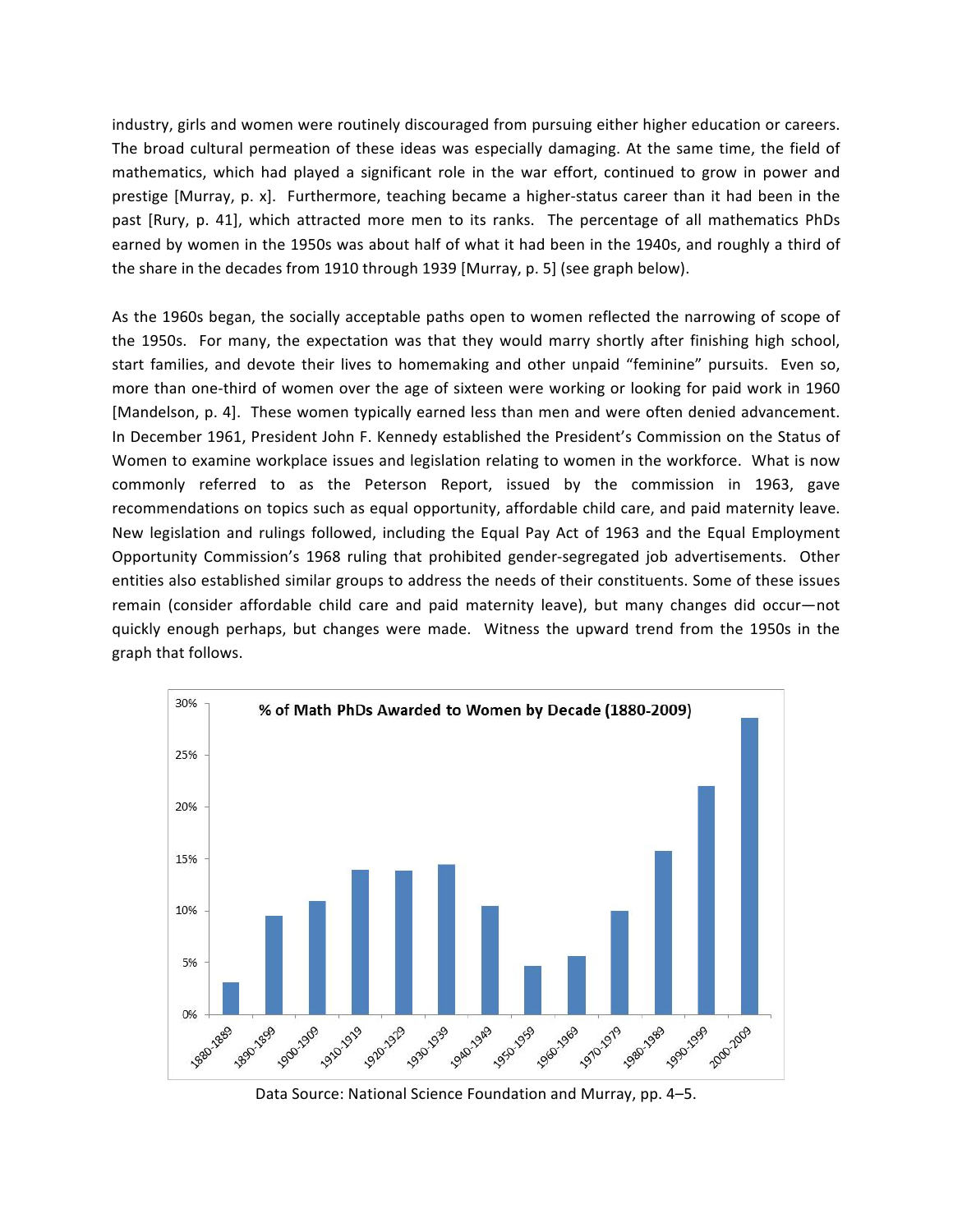industry, girls and women were routinely discouraged from pursuing either higher education or careers. The broad cultural permeation of these ideas was especially damaging. At the same time, the field of mathematics, which had played a significant role in the war effort, continued to grow in power and prestige [Murray, p. x]. Furthermore, teaching became a higher-status career than it had been in the past [Rury, p. 41], which attracted more men to its ranks. The percentage of all mathematics PhDs earned by women in the 1950s was about half of what it had been in the 1940s, and roughly a third of the share in the decades from 1910 through 1939 [Murray, p. 5] (see graph below).

As the 1960s began, the socially acceptable paths open to women reflected the narrowing of scope of the 1950s. For many, the expectation was that they would marry shortly after finishing high school, start families, and devote their lives to homemaking and other unpaid "feminine" pursuits. Even so, more than one-third of women over the age of sixteen were working or looking for paid work in 1960 [Mandelson, p. 4]. These women typically earned less than men and were often denied advancement. In December 1961, President John F. Kennedy established the President's Commission on the Status of Women to examine workplace issues and legislation relating to women in the workforce. What is now commonly referred to as the Peterson Report, issued by the commission in 1963, gave recommendations on topics such as equal opportunity, affordable child care, and paid maternity leave. New legislation and rulings followed, including the Equal Pay Act of 1963 and the Equal Employment Opportunity Commission's 1968 ruling that prohibited gender-segregated job advertisements. Other entities also established similar groups to address the needs of their constituents. Some of these issues remain (consider affordable child care and paid maternity leave), but many changes did occur—not quickly enough perhaps, but changes were made. Witness the upward trend from the 1950s in the graph that follows.

**% of Math PhDs Awarded to Women by Decade (1880-2009)**

Data Source: National Science Foundation and Murray, pp. 4–5.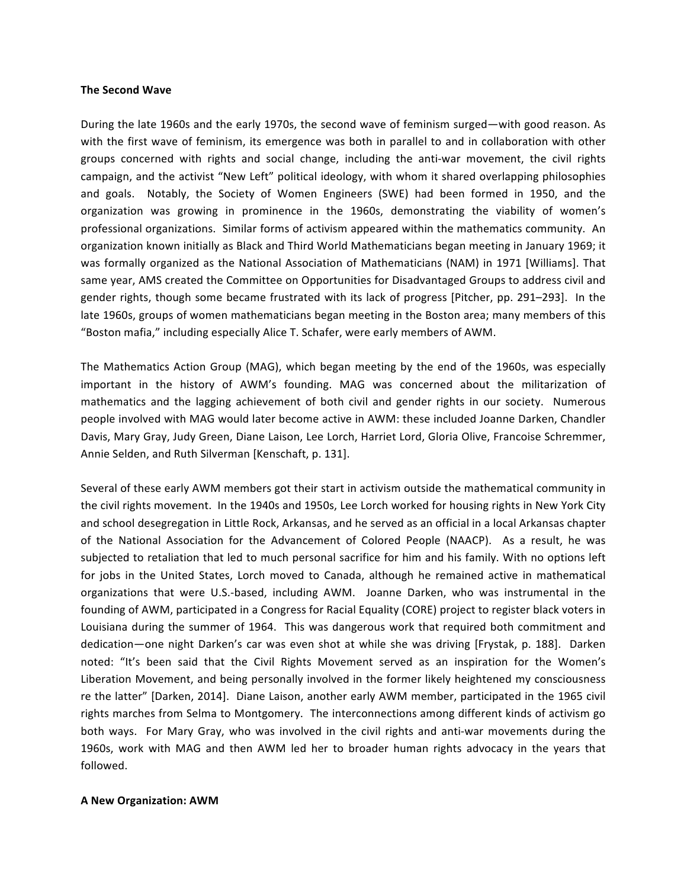## The Second Wave

During the late 1960s and the early 1970s, the second wave of feminism surged—with good reason. As with the first wave of feminism, its emergence was both in parallel to and in collaboration with other groups concerned with rights and social change, including the anti-war movement, the civil rights campaign, and the activist "New Left" political ideology, with whom it shared overlapping philosophies and goals. Notably, the Society of Women Engineers (SWE) had been formed in 1950, and the organization was growing in prominence in the 1960s, demonstrating the viability of women's professional organizations. Similar forms of activism appeared within the mathematics community. An organization known initially as Black and Third World Mathematicians began meeting in January 1969; it was formally organized as the National Association of Mathematicians (NAM) in 1971 [Williams]. That same year, AMS created the Committee on Opportunities for Disadvantaged Groups to address civil and gender rights, though some became frustrated with its lack of progress [Pitcher, pp. 291–293]. In the late 1960s, groups of women mathematicians began meeting in the Boston area; many members of this "Boston mafia," including especially Alice T. Schafer, were early members of AWM.

The Mathematics Action Group (MAG), which began meeting by the end of the 1960s, was especially important in the history of AWM's founding. MAG was concerned about the militarization of mathematics and the lagging achievement of both civil and gender rights in our society. Numerous people involved with MAG would later become active in AWM: these included Joanne Darken, Chandler Davis, Mary Gray, Judy Green, Diane Laison, Lee Lorch, Harriet Lord, Gloria Olive, Francoise Schremmer, Annie Selden, and Ruth Silverman [Kenschaft, p. 131].

Several of these early AWM members got their start in activism outside the mathematical community in the civil rights movement. In the 1940s and 1950s, Lee Lorch worked for housing rights in New York City and school desegregation in Little Rock, Arkansas, and he served as an official in a local Arkansas chapter of the National Association for the Advancement of Colored People (NAACP). As a result, he was subjected to retaliation that led to much personal sacrifice for him and his family. With no options left for jobs in the United States, Lorch moved to Canada, although he remained active in mathematical organizations that were U.S.-based, including AWM. Joanne Darken, who was instrumental in the founding of AWM, participated in a Congress for Racial Equality (CORE) project to register black voters in Louisiana during the summer of 1964. This was dangerous work that required both commitment and dedication—one night Darken's car was even shot at while she was driving [Frystak, p. 188]. Darken noted: "It's been said that the Civil Rights Movement served as an inspiration for the Women's Liberation Movement, and being personally involved in the former likely heightened my consciousness re the latter" [Darken, 2014]. Diane Laison, another early AWM member, participated in the 1965 civil rights marches from Selma to Montgomery. The interconnections among different kinds of activism go both ways. For Mary Gray, who was involved in the civil rights and anti-war movements during the 1960s, work with MAG and then AWM led her to broader human rights advocacy in the years that followed.

## A New Organization: AWM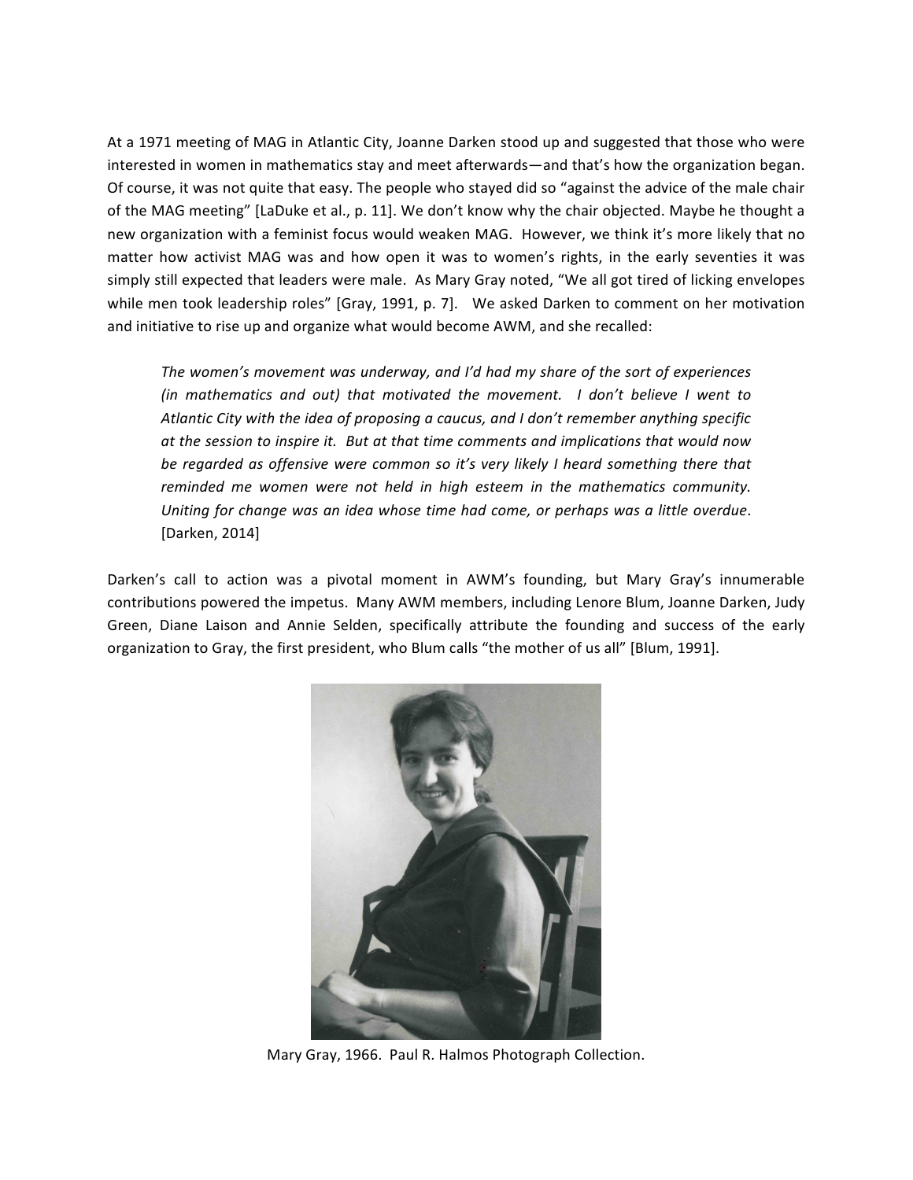At a 1971 meeting of MAG in Atlantic City, Joanne Darken stood up and suggested that those who were interested in women in mathematics stay and meet afterwards—and that's how the organization began. Of course, it was not quite that easy. The people who stayed did so "against the advice of the male chair of the MAG meeting" [LaDuke et al., p. 11]. We don't know why the chair objected. Maybe he thought a new organization with a feminist focus would weaken MAG. However, we think it's more likely that no matter how activist MAG was and how open it was to women's rights, in the early seventies it was simply still expected that leaders were male. As Mary Gray noted, "We all got tired of licking envelopes while men took leadership roles" [Gray, 1991, p. 7]. We asked Darken to comment on her motivation and initiative to rise up and organize what would become AWM, and she recalled:

> *The women's movement was underway, and I'd had my share of the sort of experiences (in mathematics and out) that motivated the movement. I don't believe I went to Atlantic City with the idea of proposing a caucus, and I don't remember anything specific at the session to inspire it. But at that time comments and implications that would now be regarded as offensive were common so it's very likely I heard something there that reminded me women were not held in high esteem in the mathematics community. Uniting for change was an idea whose time had come, or perhaps was a little overdue*. [Darken, 2014]

Darken's call to action was a pivotal moment in AWM's founding, but Mary Gray's innumerable contributions powered the impetus. Many AWM members, including Lenore Blum, Joanne Darken, Judy Green, Diane Laison and Annie Selden, specifically attribute the founding and success of the early organization to Gray, the first president, who Blum calls "the mother of us all" [Blum, 1991].

Mary Gray, 1966. Paul R. Halmos Photograph Collection.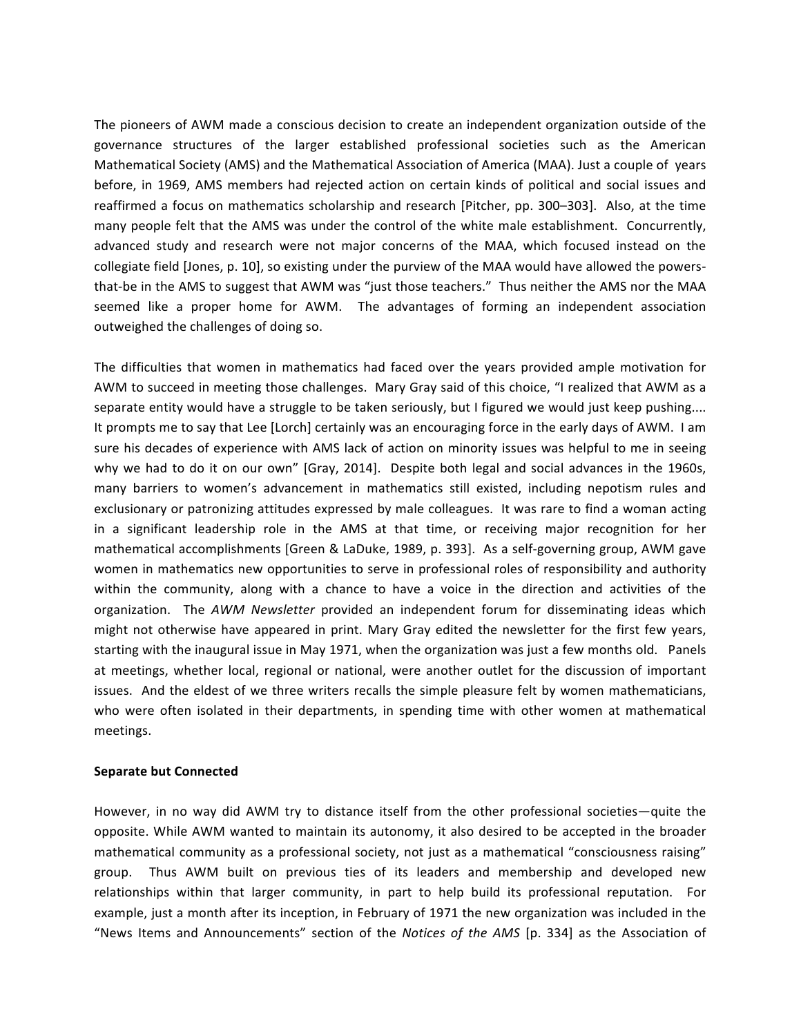The pioneers of AWM made a conscious decision to create an independent organization outside of the governance structures of the larger established professional societies such as the American Mathematical Society (AMS) and the Mathematical Association of America (MAA). Just a couple of years before, in 1969, AMS members had rejected action on certain kinds of political and social issues and reaffirmed a focus on mathematics scholarship and research [Pitcher, pp. 300–303]. Also, at the time many people felt that the AMS was under the control of the white male establishment. Concurrently, advanced study and research were not major concerns of the MAA, which focused instead on the collegiate field [Jones, p. 10], so existing under the purview of the MAA would have allowed the powers-that-be in the AMS to suggest that AWM was "just those teachers." Thus neither the AMS nor the MAA seemed like a proper home for AWM. The advantages of forming an independent association outweighed the challenges of doing so.

The difficulties that women in mathematics had faced over the years provided ample motivation for AWM to succeed in meeting those challenges. Mary Gray said of this choice, "I realized that AWM as a separate entity would have a struggle to be taken seriously, but I figured we would just keep pushing.... It prompts me to say that Lee [Lorch] certainly was an encouraging force in the early days of AWM. I am sure his decades of experience with AMS lack of action on minority issues was helpful to me in seeing why we had to do it on our own" [Gray, 2014]. Despite both legal and social advances in the 1960s, many barriers to women's advancement in mathematics still existed, including nepotism rules and exclusionary or patronizing attitudes expressed by male colleagues. It was rare to find a woman acting in a significant leadership role in the AMS at that time, or receiving major recognition for her mathematical accomplishments [Green & LaDuke, 1989, p. 393]. As a self-governing group, AWM gave women in mathematics new opportunities to serve in professional roles of responsibility and authority within the community, along with a chance to have a voice in the direction and activities of the organization. The *AWM Newsletter* provided an independent forum for disseminating ideas which might not otherwise have appeared in print. Mary Gray edited the newsletter for the first few years, starting with the inaugural issue in May 1971, when the organization was just a few months old. Panels at meetings, whether local, regional or national, were another outlet for the discussion of important issues. And the eldest of we three writers recalls the simple pleasure felt by women mathematicians, who were often isolated in their departments, in spending time with other women at mathematical meetings.

**Separate but Connected**

However, in no way did AWM try to distance itself from the other professional societies—quite the opposite. While AWM wanted to maintain its autonomy, it also desired to be accepted in the broader mathematical community as a professional society, not just as a mathematical "consciousness raising" group. Thus AWM built on previous ties of its leaders and membership and developed new relationships within that larger community, in part to help build its professional reputation. For example, just a month after its inception, in February of 1971 the new organization was included in the "News Items and Announcements" section of the *Notices of the AMS* [p. 334] as the Association of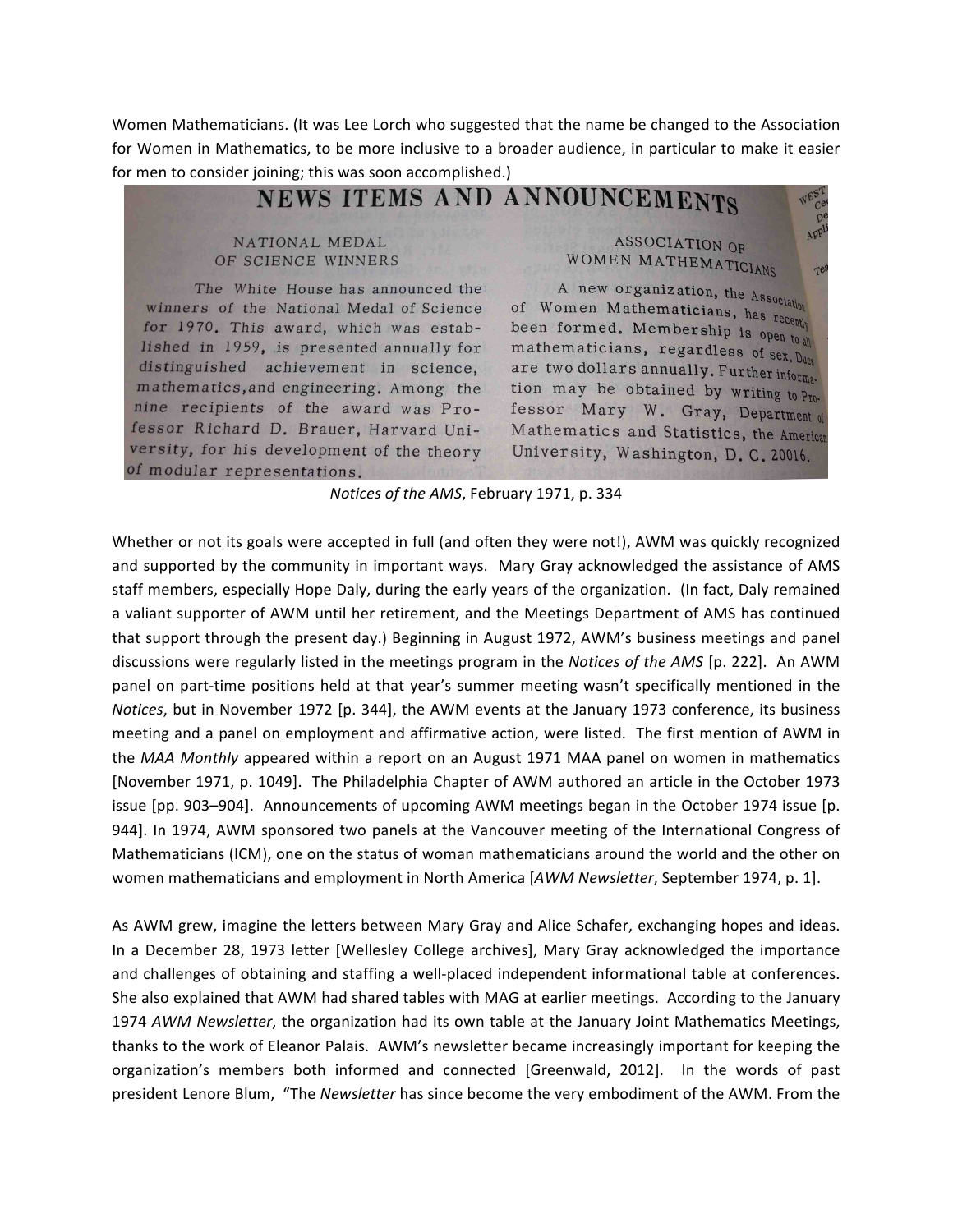Women Mathematicians. (It was Lee Lorch who suggested that the name be changed to the Association for Women in Mathematics, to be more inclusive to a broader audience, in particular to make it easier for men to consider joining; this was soon accomplished.)

NEWS ITEMS AND ANNOUNCEMENTS

NATIONAL MEDAL OF SCIENCE WINNERS

The White House has announced the winners of the National Medal of Science for 1970. This award, which was established in 1959, is presented annually for distinguished achievement in science, mathematics, and engineering. Among the nine recipients of the award was Professor Richard D. Brauer, Harvard University, for his development of the theory of modular representations.

ASSOCIATION OF WOMEN MATHEMATICIANS

A new organization, the Association of Women Mathematicians, has recently been formed. Membership is open to all mathematicians, regardless of sex. Dues are two dollars annually. Further information may be obtained by writing to Professor Mary W. Gray, Department of Mathematics and Statistics, the American University, Washington, D. C. 20016.

*Notices of the AMS*, February 1971, p. 334

Whether or not its goals were accepted in full (and often they were not!), AWM was quickly recognized and supported by the community in important ways. Mary Gray acknowledged the assistance of AMS staff members, especially Hope Daly, during the early years of the organization. (In fact, Daly remained a valiant supporter of AWM until her retirement, and the Meetings Department of AMS has continued that support through the present day.) Beginning in August 1972, AWM's business meetings and panel discussions were regularly listed in the meetings program in the *Notices of the AMS* [p. 222]. An AWM panel on part-time positions held at that year's summer meeting wasn't specifically mentioned in the *Notices*, but in November 1972 [p. 344], the AWM events at the January 1973 conference, its business meeting and a panel on employment and affirmative action, were listed. The first mention of AWM in the *MAA Monthly* appeared within a report on an August 1971 MAA panel on women in mathematics [November 1971, p. 1049]. The Philadelphia Chapter of AWM authored an article in the October 1973 issue [pp. 903–904]. Announcements of upcoming AWM meetings began in the October 1974 issue [p. 944]. In 1974, AWM sponsored two panels at the Vancouver meeting of the International Congress of Mathematicians (ICM), one on the status of woman mathematicians around the world and the other on women mathematicians and employment in North America [*AWM Newsletter*, September 1974, p. 1].

As AWM grew, imagine the letters between Mary Gray and Alice Schafer, exchanging hopes and ideas. In a December 28, 1973 letter [Wellesley College archives], Mary Gray acknowledged the importance and challenges of obtaining and staffing a well-placed independent informational table at conferences. She also explained that AWM had shared tables with MAG at earlier meetings. According to the January 1974 *AWM Newsletter*, the organization had its own table at the January Joint Mathematics Meetings, thanks to the work of Eleanor Palais. AWM's newsletter became increasingly important for keeping the organization's members both informed and connected [Greenwald, 2012]. In the words of past president Lenore Blum, "The *Newsletter* has since become the very embodiment of the AWM. From the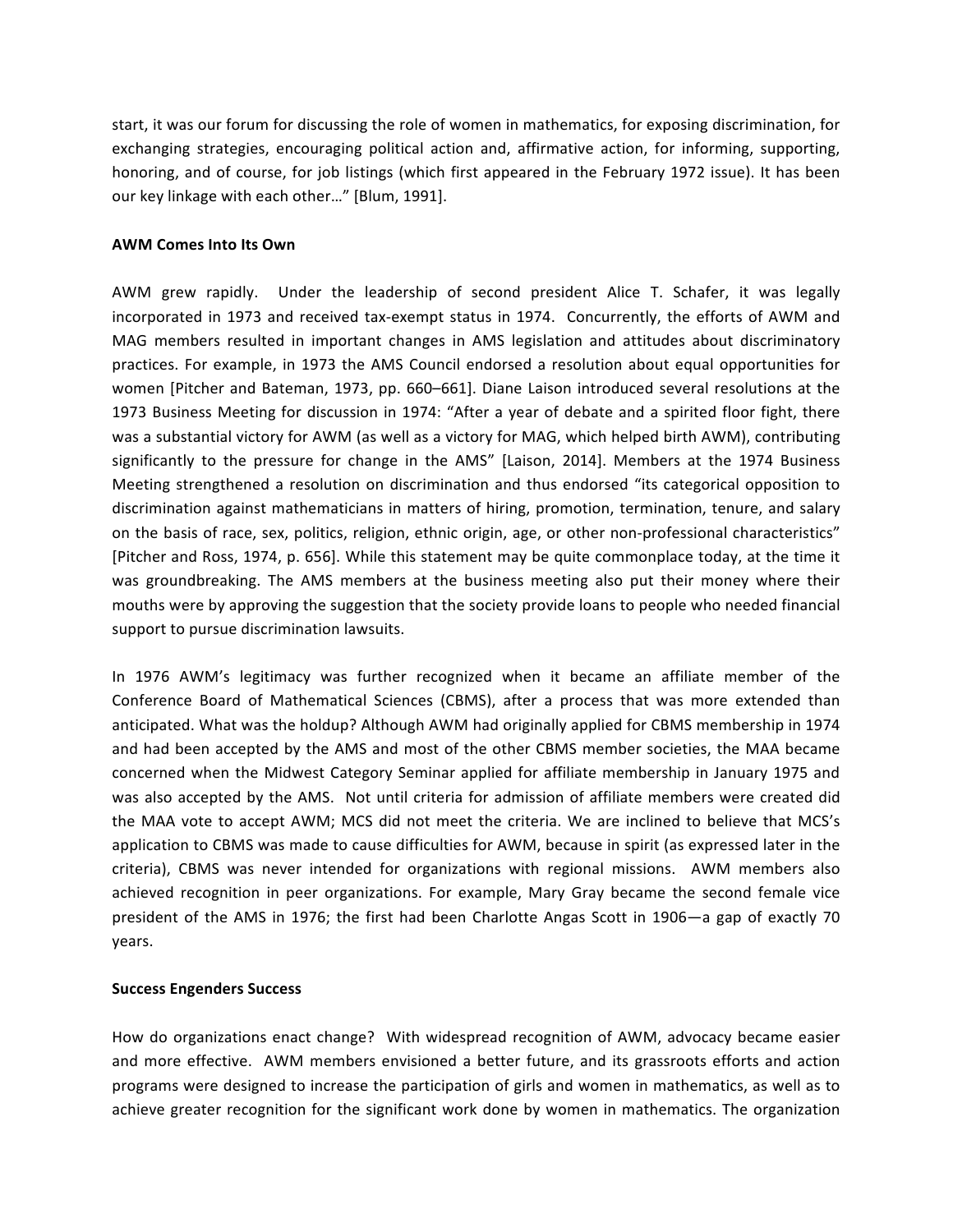start, it was our forum for discussing the role of women in mathematics, for exposing discrimination, for exchanging strategies, encouraging political action and, affirmative action, for informing, supporting, honoring, and of course, for job listings (which first appeared in the February 1972 issue). It has been our key linkage with each other…" [Blum, 1991].

**AWM Comes Into Its Own**

AWM grew rapidly. Under the leadership of second president Alice T. Schafer, it was legally incorporated in 1973 and received tax-exempt status in 1974. Concurrently, the efforts of AWM and MAG members resulted in important changes in AMS legislation and attitudes about discriminatory practices. For example, in 1973 the AMS Council endorsed a resolution about equal opportunities for women [Pitcher and Bateman, 1973, pp. 660–661]. Diane Laison introduced several resolutions at the 1973 Business Meeting for discussion in 1974: "After a year of debate and a spirited floor fight, there was a substantial victory for AWM (as well as a victory for MAG, which helped birth AWM), contributing significantly to the pressure for change in the AMS" [Laison, 2014]. Members at the 1974 Business Meeting strengthened a resolution on discrimination and thus endorsed "its categorical opposition to discrimination against mathematicians in matters of hiring, promotion, termination, tenure, and salary on the basis of race, sex, politics, religion, ethnic origin, age, or other non-professional characteristics" [Pitcher and Ross, 1974, p. 656]. While this statement may be quite commonplace today, at the time it was groundbreaking. The AMS members at the business meeting also put their money where their mouths were by approving the suggestion that the society provide loans to people who needed financial support to pursue discrimination lawsuits.

In 1976 AWM's legitimacy was further recognized when it became an affiliate member of the Conference Board of Mathematical Sciences (CBMS), after a process that was more extended than anticipated. What was the holdup? Although AWM had originally applied for CBMS membership in 1974 and had been accepted by the AMS and most of the other CBMS member societies, the MAA became concerned when the Midwest Category Seminar applied for affiliate membership in January 1975 and was also accepted by the AMS. Not until criteria for admission of affiliate members were created did the MAA vote to accept AWM; MCS did not meet the criteria. We are inclined to believe that MCS's application to CBMS was made to cause difficulties for AWM, because in spirit (as expressed later in the criteria), CBMS was never intended for organizations with regional missions. AWM members also achieved recognition in peer organizations. For example, Mary Gray became the second female vice president of the AMS in 1976; the first had been Charlotte Angas Scott in 1906—a gap of exactly 70 years.

**Success Engenders Success**

How do organizations enact change? With widespread recognition of AWM, advocacy became easier and more effective. AWM members envisioned a better future, and its grassroots efforts and action programs were designed to increase the participation of girls and women in mathematics, as well as to achieve greater recognition for the significant work done by women in mathematics. The organization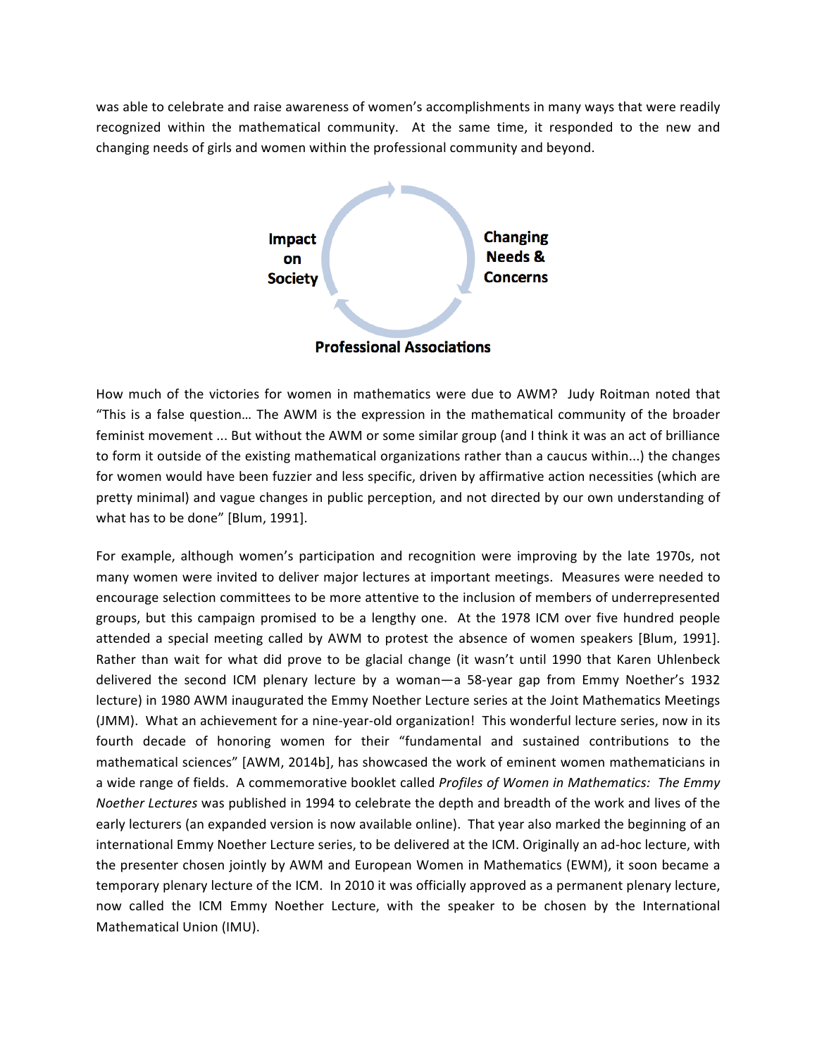was able to celebrate and raise awareness of women's accomplishments in many ways that were readily recognized within the mathematical community. At the same time, it responded to the new and changing needs of girls and women within the professional community and beyond.

**Impact on Society** **Changing Needs & Concerns** **Professional Associations**

How much of the victories for women in mathematics were due to AWM? Judy Roitman noted that "This is a false question… The AWM is the expression in the mathematical community of the broader feminist movement ... But without the AWM or some similar group (and I think it was an act of brilliance to form it outside of the existing mathematical organizations rather than a caucus within...) the changes for women would have been fuzzier and less specific, driven by affirmative action necessities (which are pretty minimal) and vague changes in public perception, and not directed by our own understanding of what has to be done" [Blum, 1991].

For example, although women's participation and recognition were improving by the late 1970s, not many women were invited to deliver major lectures at important meetings. Measures were needed to encourage selection committees to be more attentive to the inclusion of members of underrepresented groups, but this campaign promised to be a lengthy one. At the 1978 ICM over five hundred people attended a special meeting called by AWM to protest the absence of women speakers [Blum, 1991]. Rather than wait for what did prove to be glacial change (it wasn't until 1990 that Karen Uhlenbeck delivered the second ICM plenary lecture by a woman—a 58-year gap from Emmy Noether's 1932 lecture) in 1980 AWM inaugurated the Emmy Noether Lecture series at the Joint Mathematics Meetings (JMM). What an achievement for a nine-year-old organization! This wonderful lecture series, now in its fourth decade of honoring women for their "fundamental and sustained contributions to the mathematical sciences" [AWM, 2014b], has showcased the work of eminent women mathematicians in a wide range of fields. A commemorative booklet called *Profiles of Women in Mathematics: The Emmy Noether Lectures* was published in 1994 to celebrate the depth and breadth of the work and lives of the early lecturers (an expanded version is now available online). That year also marked the beginning of an international Emmy Noether Lecture series, to be delivered at the ICM. Originally an ad-hoc lecture, with the presenter chosen jointly by AWM and European Women in Mathematics (EWM), it soon became a temporary plenary lecture of the ICM. In 2010 it was officially approved as a permanent plenary lecture, now called the ICM Emmy Noether Lecture, with the speaker to be chosen by the International Mathematical Union (IMU).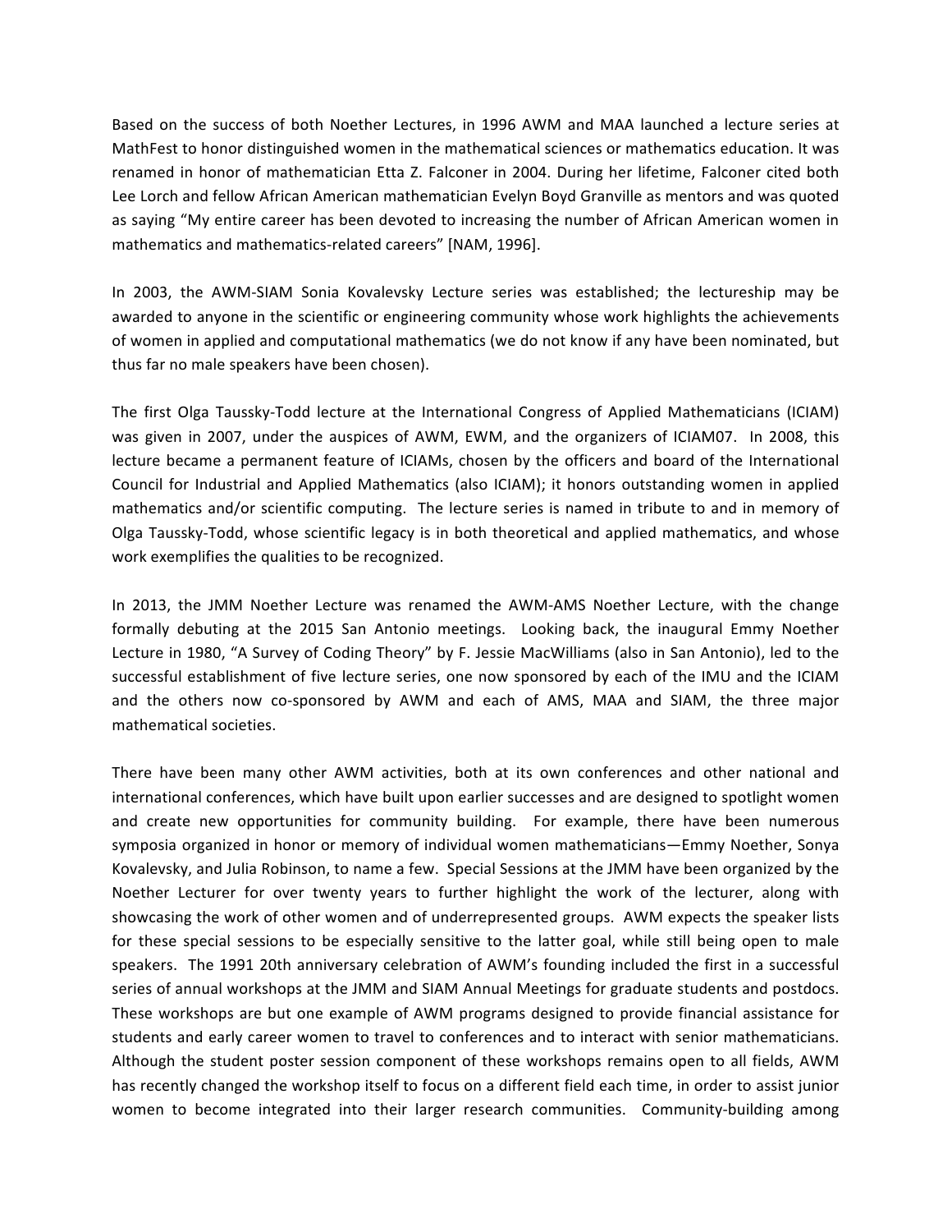Based on the success of both Noether Lectures, in 1996 AWM and MAA launched a lecture series at MathFest to honor distinguished women in the mathematical sciences or mathematics education. It was renamed in honor of mathematician Etta Z. Falconer in 2004. During her lifetime, Falconer cited both Lee Lorch and fellow African American mathematician Evelyn Boyd Granville as mentors and was quoted as saying "My entire career has been devoted to increasing the number of African American women in mathematics and mathematics-related careers" [NAM, 1996].

In 2003, the AWM-SIAM Sonia Kovalevsky Lecture series was established; the lectureship may be awarded to anyone in the scientific or engineering community whose work highlights the achievements of women in applied and computational mathematics (we do not know if any have been nominated, but thus far no male speakers have been chosen).

The first Olga Taussky-Todd lecture at the International Congress of Applied Mathematicians (ICIAM) was given in 2007, under the auspices of AWM, EWM, and the organizers of ICIAM07. In 2008, this lecture became a permanent feature of ICIAMs, chosen by the officers and board of the International Council for Industrial and Applied Mathematics (also ICIAM); it honors outstanding women in applied mathematics and/or scientific computing. The lecture series is named in tribute to and in memory of Olga Taussky-Todd, whose scientific legacy is in both theoretical and applied mathematics, and whose work exemplifies the qualities to be recognized.

In 2013, the JMM Noether Lecture was renamed the AWM-AMS Noether Lecture, with the change formally debuting at the 2015 San Antonio meetings. Looking back, the inaugural Emmy Noether Lecture in 1980, "A Survey of Coding Theory" by F. Jessie MacWilliams (also in San Antonio), led to the successful establishment of five lecture series, one now sponsored by each of the IMU and the ICIAM and the others now co-sponsored by AWM and each of AMS, MAA and SIAM, the three major mathematical societies.

There have been many other AWM activities, both at its own conferences and other national and international conferences, which have built upon earlier successes and are designed to spotlight women and create new opportunities for community building. For example, there have been numerous symposia organized in honor or memory of individual women mathematicians—Emmy Noether, Sonya Kovalevsky, and Julia Robinson, to name a few. Special Sessions at the JMM have been organized by the Noether Lecturer for over twenty years to further highlight the work of the lecturer, along with showcasing the work of other women and of underrepresented groups. AWM expects the speaker lists for these special sessions to be especially sensitive to the latter goal, while still being open to male speakers. The 1991 20th anniversary celebration of AWM's founding included the first in a successful series of annual workshops at the JMM and SIAM Annual Meetings for graduate students and postdocs. These workshops are but one example of AWM programs designed to provide financial assistance for students and early career women to travel to conferences and to interact with senior mathematicians. Although the student poster session component of these workshops remains open to all fields, AWM has recently changed the workshop itself to focus on a different field each time, in order to assist junior women to become integrated into their larger research communities. Community-building among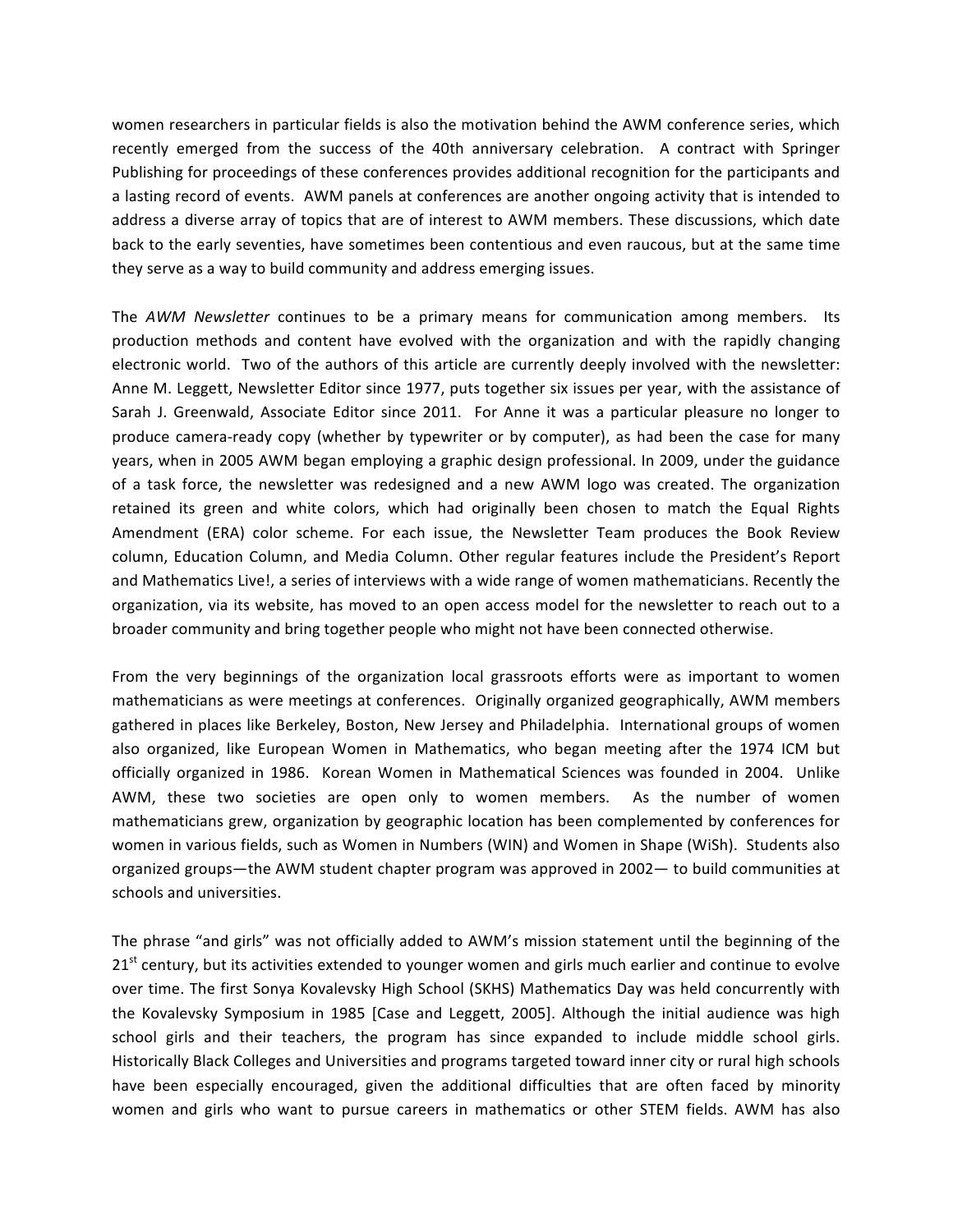women researchers in particular fields is also the motivation behind the AWM conference series, which recently emerged from the success of the 40th anniversary celebration. A contract with Springer Publishing for proceedings of these conferences provides additional recognition for the participants and a lasting record of events. AWM panels at conferences are another ongoing activity that is intended to address a diverse array of topics that are of interest to AWM members. These discussions, which date back to the early seventies, have sometimes been contentious and even raucous, but at the same time they serve as a way to build community and address emerging issues.

The *AWM Newsletter* continues to be a primary means for communication among members. Its production methods and content have evolved with the organization and with the rapidly changing electronic world. Two of the authors of this article are currently deeply involved with the newsletter: Anne M. Leggett, Newsletter Editor since 1977, puts together six issues per year, with the assistance of Sarah J. Greenwald, Associate Editor since 2011. For Anne it was a particular pleasure no longer to produce camera-ready copy (whether by typewriter or by computer), as had been the case for many years, when in 2005 AWM began employing a graphic design professional. In 2009, under the guidance of a task force, the newsletter was redesigned and a new AWM logo was created. The organization retained its green and white colors, which had originally been chosen to match the Equal Rights Amendment (ERA) color scheme. For each issue, the Newsletter Team produces the Book Review column, Education Column, and Media Column. Other regular features include the President's Report and Mathematics Live!, a series of interviews with a wide range of women mathematicians. Recently the organization, via its website, has moved to an open access model for the newsletter to reach out to a broader community and bring together people who might not have been connected otherwise.

From the very beginnings of the organization local grassroots efforts were as important to women mathematicians as were meetings at conferences. Originally organized geographically, AWM members gathered in places like Berkeley, Boston, New Jersey and Philadelphia. International groups of women also organized, like European Women in Mathematics, who began meeting after the 1974 ICM but officially organized in 1986. Korean Women in Mathematical Sciences was founded in 2004. Unlike AWM, these two societies are open only to women members. As the number of women mathematicians grew, organization by geographic location has been complemented by conferences for women in various fields, such as Women in Numbers (WIN) and Women in Shape (WiSh). Students also organized groups—the AWM student chapter program was approved in 2002— to build communities at schools and universities.

The phrase "and girls" was not officially added to AWM's mission statement until the beginning of the 21st century, but its activities extended to younger women and girls much earlier and continue to evolve over time. The first Sonya Kovalevsky High School (SKHS) Mathematics Day was held concurrently with the Kovalevsky Symposium in 1985 [Case and Leggett, 2005]. Although the initial audience was high school girls and their teachers, the program has since expanded to include middle school girls. Historically Black Colleges and Universities and programs targeted toward inner city or rural high schools have been especially encouraged, given the additional difficulties that are often faced by minority women and girls who want to pursue careers in mathematics or other STEM fields. AWM has also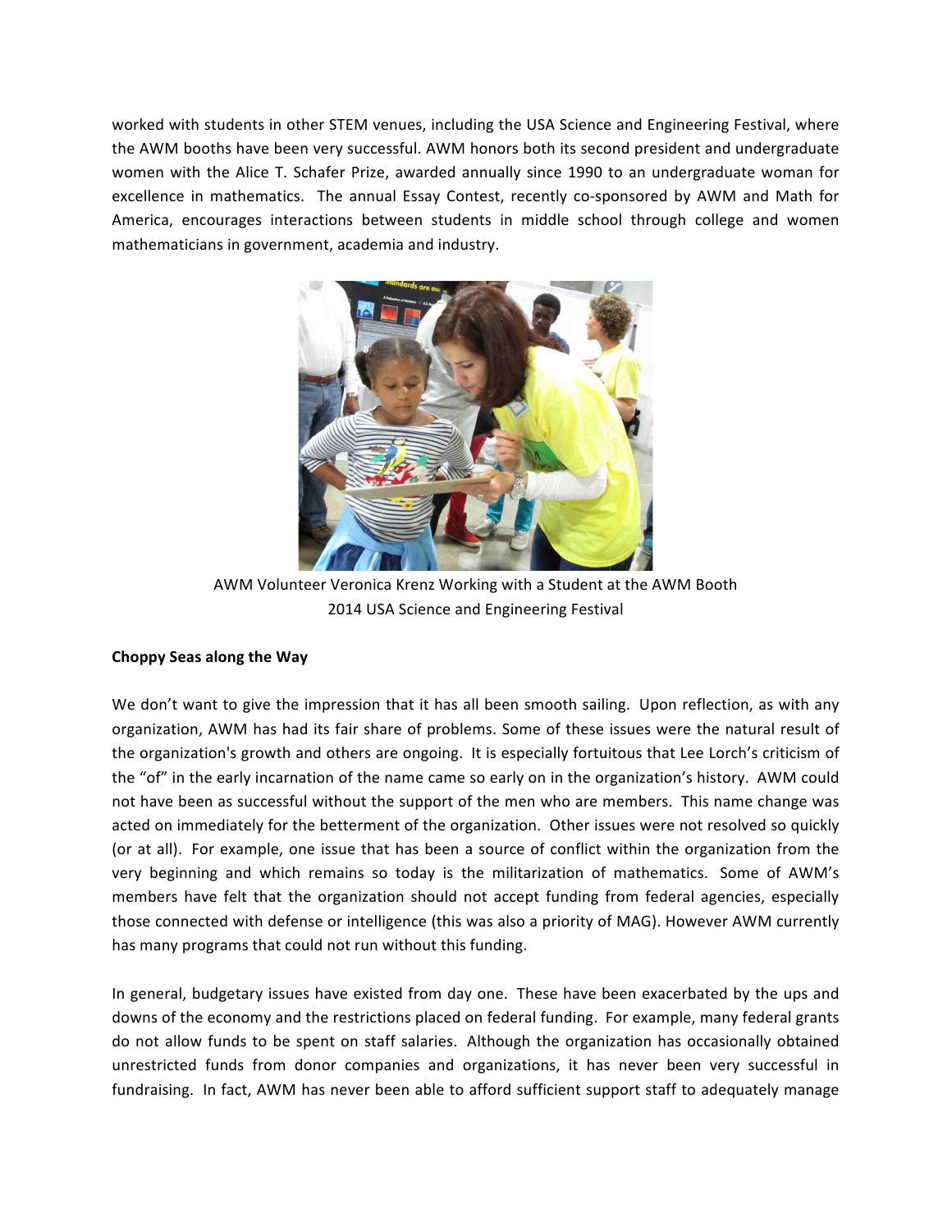worked with students in other STEM venues, including the USA Science and Engineering Festival, where the AWM booths have been very successful. AWM honors both its second president and undergraduate women with the Alice T. Schafer Prize, awarded annually since 1990 to an undergraduate woman for excellence in mathematics. The annual Essay Contest, recently co-sponsored by AWM and Math for America, encourages interactions between students in middle school through college and women mathematicians in government, academia and industry.

AWM Volunteer Veronica Krenz Working with a Student at the AWM Booth
2014 USA Science and Engineering Festival

**Choppy Seas along the Way**

We don't want to give the impression that it has all been smooth sailing. Upon reflection, as with any organization, AWM has had its fair share of problems. Some of these issues were the natural result of the organization's growth and others are ongoing. It is especially fortuitous that Lee Lorch's criticism of the "of" in the early incarnation of the name came so early on in the organization's history. AWM could not have been as successful without the support of the men who are members. This name change was acted on immediately for the betterment of the organization. Other issues were not resolved so quickly (or at all). For example, one issue that has been a source of conflict within the organization from the very beginning and which remains so today is the militarization of mathematics. Some of AWM's members have felt that the organization should not accept funding from federal agencies, especially those connected with defense or intelligence (this was also a priority of MAG). However AWM currently has many programs that could not run without this funding.

In general, budgetary issues have existed from day one. These have been exacerbated by the ups and downs of the economy and the restrictions placed on federal funding. For example, many federal grants do not allow funds to be spent on staff salaries. Although the organization has occasionally obtained unrestricted funds from donor companies and organizations, it has never been very successful in fundraising. In fact, AWM has never been able to afford sufficient support staff to adequately manage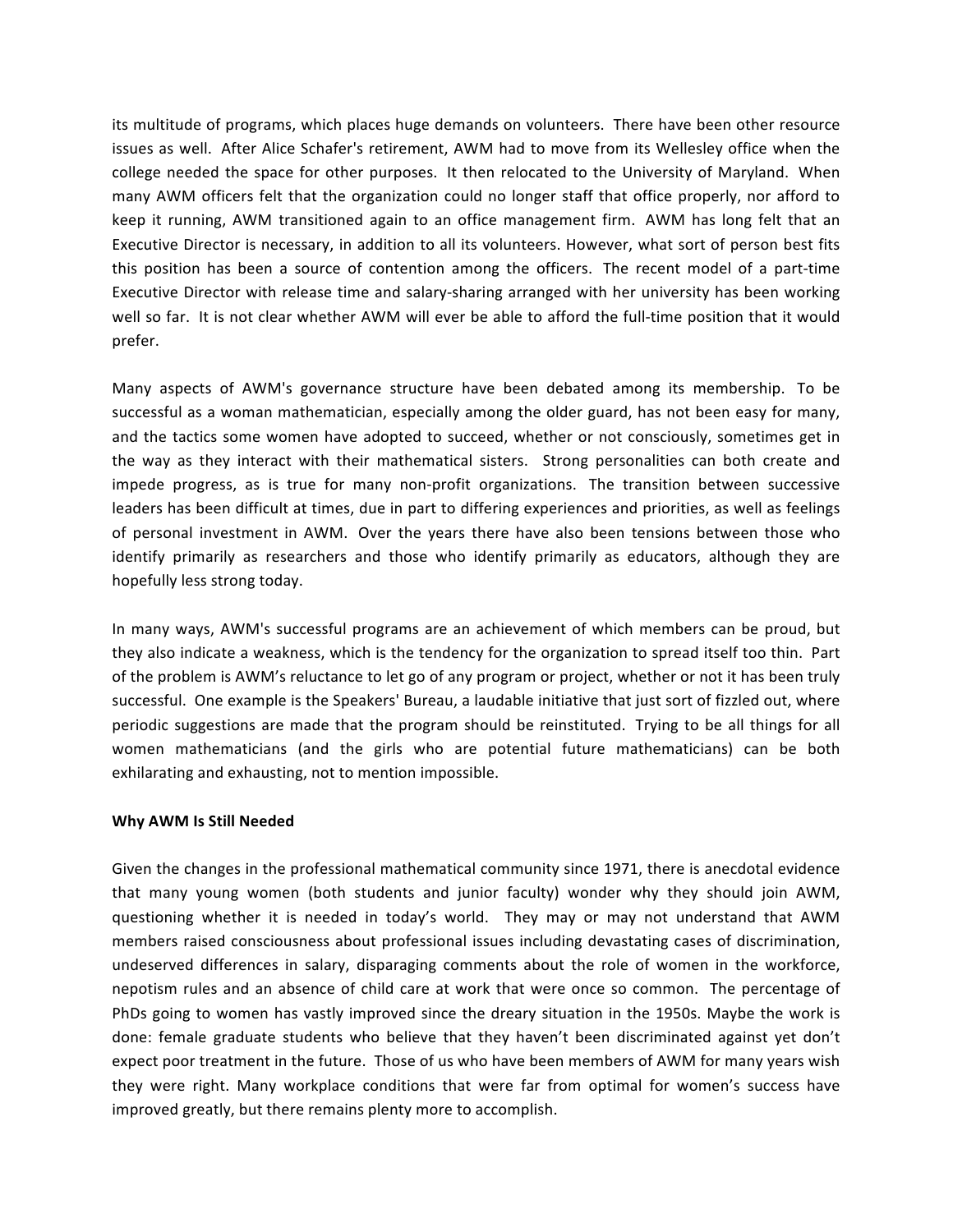its multitude of programs, which places huge demands on volunteers. There have been other resource issues as well. After Alice Schafer's retirement, AWM had to move from its Wellesley office when the college needed the space for other purposes. It then relocated to the University of Maryland. When many AWM officers felt that the organization could no longer staff that office properly, nor afford to keep it running, AWM transitioned again to an office management firm. AWM has long felt that an Executive Director is necessary, in addition to all its volunteers. However, what sort of person best fits this position has been a source of contention among the officers. The recent model of a part-time Executive Director with release time and salary-sharing arranged with her university has been working well so far. It is not clear whether AWM will ever be able to afford the full-time position that it would prefer.

Many aspects of AWM's governance structure have been debated among its membership. To be successful as a woman mathematician, especially among the older guard, has not been easy for many, and the tactics some women have adopted to succeed, whether or not consciously, sometimes get in the way as they interact with their mathematical sisters. Strong personalities can both create and impede progress, as is true for many non-profit organizations. The transition between successive leaders has been difficult at times, due in part to differing experiences and priorities, as well as feelings of personal investment in AWM. Over the years there have also been tensions between those who identify primarily as researchers and those who identify primarily as educators, although they are hopefully less strong today.

In many ways, AWM's successful programs are an achievement of which members can be proud, but they also indicate a weakness, which is the tendency for the organization to spread itself too thin. Part of the problem is AWM's reluctance to let go of any program or project, whether or not it has been truly successful. One example is the Speakers' Bureau, a laudable initiative that just sort of fizzled out, where periodic suggestions are made that the program should be reinstituted. Trying to be all things for all women mathematicians (and the girls who are potential future mathematicians) can be both exhilarating and exhausting, not to mention impossible.

**Why AWM Is Still Needed**

Given the changes in the professional mathematical community since 1971, there is anecdotal evidence that many young women (both students and junior faculty) wonder why they should join AWM, questioning whether it is needed in today's world. They may or may not understand that AWM members raised consciousness about professional issues including devastating cases of discrimination, undeserved differences in salary, disparaging comments about the role of women in the workforce, nepotism rules and an absence of child care at work that were once so common. The percentage of PhDs going to women has vastly improved since the dreary situation in the 1950s. Maybe the work is done: female graduate students who believe that they haven't been discriminated against yet don't expect poor treatment in the future. Those of us who have been members of AWM for many years wish they were right. Many workplace conditions that were far from optimal for women's success have improved greatly, but there remains plenty more to accomplish.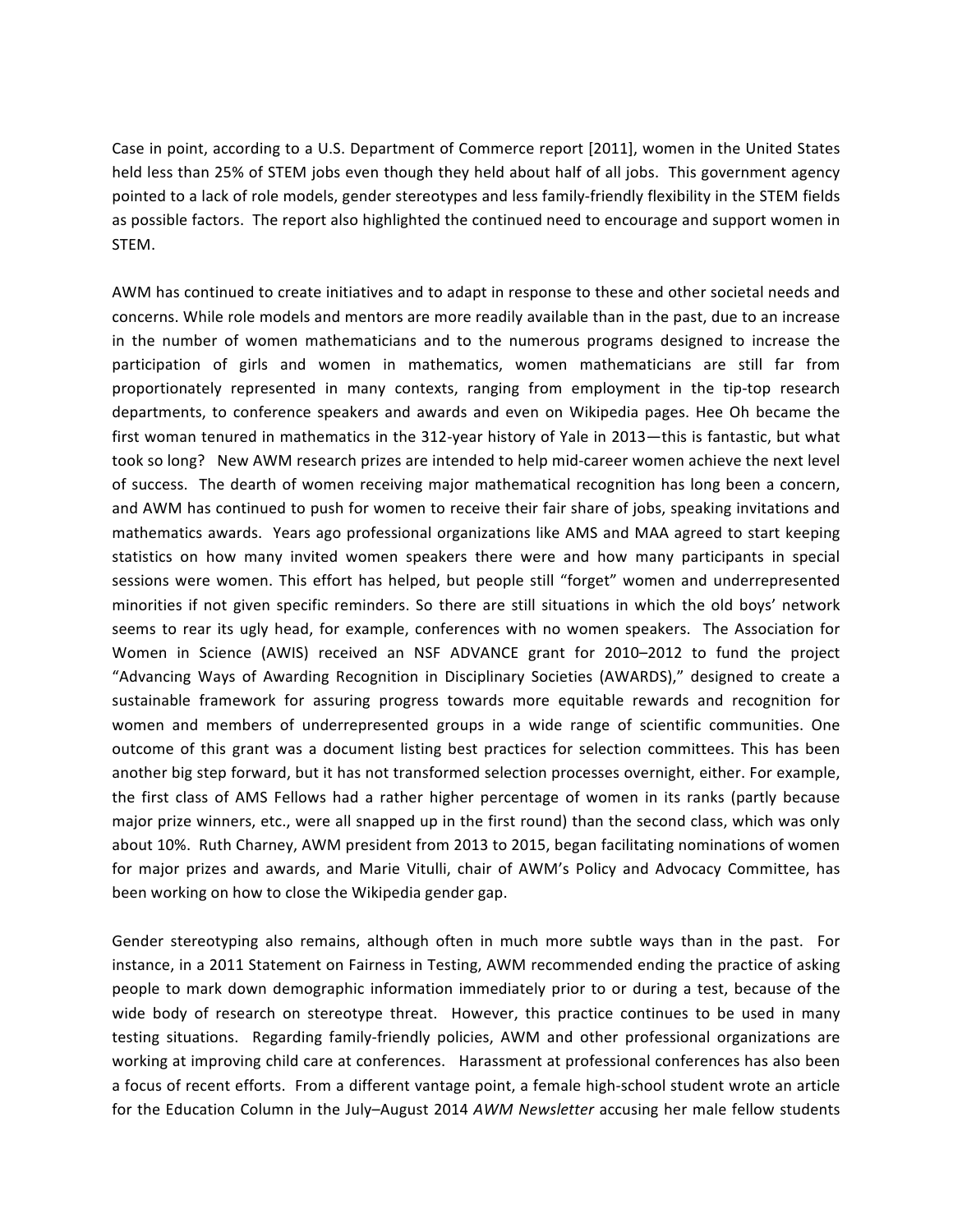Case in point, according to a U.S. Department of Commerce report [2011], women in the United States held less than 25% of STEM jobs even though they held about half of all jobs. This government agency pointed to a lack of role models, gender stereotypes and less family-friendly flexibility in the STEM fields as possible factors. The report also highlighted the continued need to encourage and support women in STEM.

AWM has continued to create initiatives and to adapt in response to these and other societal needs and concerns. While role models and mentors are more readily available than in the past, due to an increase in the number of women mathematicians and to the numerous programs designed to increase the participation of girls and women in mathematics, women mathematicians are still far from proportionately represented in many contexts, ranging from employment in the tip-top research departments, to conference speakers and awards and even on Wikipedia pages. Hee Oh became the first woman tenured in mathematics in the 312-year history of Yale in 2013—this is fantastic, but what took so long? New AWM research prizes are intended to help mid-career women achieve the next level of success. The dearth of women receiving major mathematical recognition has long been a concern, and AWM has continued to push for women to receive their fair share of jobs, speaking invitations and mathematics awards. Years ago professional organizations like AMS and MAA agreed to start keeping statistics on how many invited women speakers there were and how many participants in special sessions were women. This effort has helped, but people still "forget" women and underrepresented minorities if not given specific reminders. So there are still situations in which the old boys' network seems to rear its ugly head, for example, conferences with no women speakers. The Association for Women in Science (AWIS) received an NSF ADVANCE grant for 2010–2012 to fund the project "Advancing Ways of Awarding Recognition in Disciplinary Societies (AWARDS)," designed to create a sustainable framework for assuring progress towards more equitable rewards and recognition for women and members of underrepresented groups in a wide range of scientific communities. One outcome of this grant was a document listing best practices for selection committees. This has been another big step forward, but it has not transformed selection processes overnight, either. For example, the first class of AMS Fellows had a rather higher percentage of women in its ranks (partly because major prize winners, etc., were all snapped up in the first round) than the second class, which was only about 10%. Ruth Charney, AWM president from 2013 to 2015, began facilitating nominations of women for major prizes and awards, and Marie Vitulli, chair of AWM's Policy and Advocacy Committee, has been working on how to close the Wikipedia gender gap.

Gender stereotyping also remains, although often in much more subtle ways than in the past. For instance, in a 2011 Statement on Fairness in Testing, AWM recommended ending the practice of asking people to mark down demographic information immediately prior to or during a test, because of the wide body of research on stereotype threat. However, this practice continues to be used in many testing situations. Regarding family-friendly policies, AWM and other professional organizations are working at improving child care at conferences. Harassment at professional conferences has also been a focus of recent efforts. From a different vantage point, a female high-school student wrote an article for the Education Column in the July–August 2014 *AWM Newsletter* accusing her male fellow students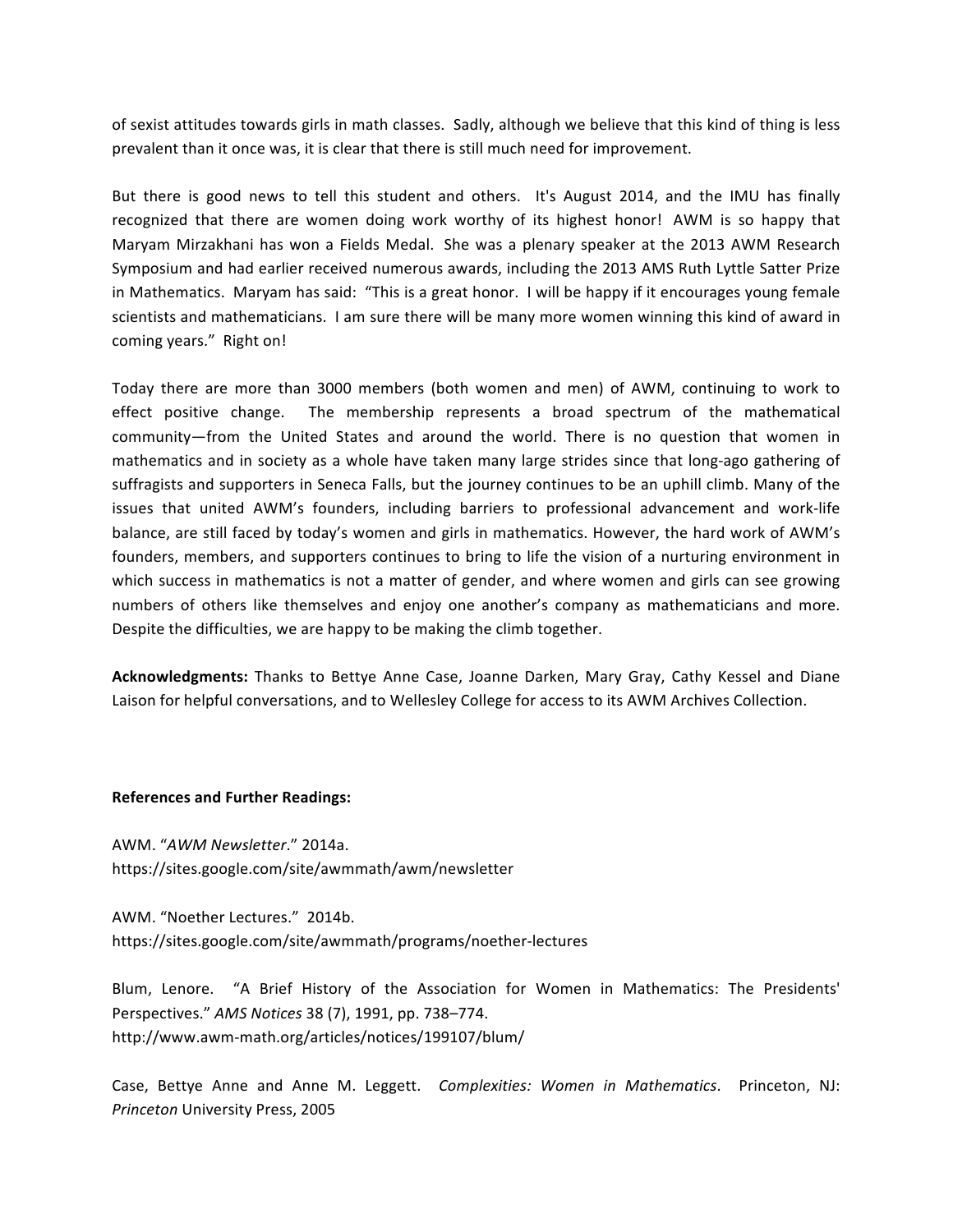of sexist attitudes towards girls in math classes. Sadly, although we believe that this kind of thing is less prevalent than it once was, it is clear that there is still much need for improvement.

But there is good news to tell this student and others. It's August 2014, and the IMU has finally recognized that there are women doing work worthy of its highest honor! AWM is so happy that Maryam Mirzakhani has won a Fields Medal. She was a plenary speaker at the 2013 AWM Research Symposium and had earlier received numerous awards, including the 2013 AMS Ruth Lyttle Satter Prize in Mathematics. Maryam has said: "This is a great honor. I will be happy if it encourages young female scientists and mathematicians. I am sure there will be many more women winning this kind of award in coming years." Right on!

Today there are more than 3000 members (both women and men) of AWM, continuing to work to effect positive change. The membership represents a broad spectrum of the mathematical community—from the United States and around the world. There is no question that women in mathematics and in society as a whole have taken many large strides since that long-ago gathering of suffragists and supporters in Seneca Falls, but the journey continues to be an uphill climb. Many of the issues that united AWM's founders, including barriers to professional advancement and work-life balance, are still faced by today's women and girls in mathematics. However, the hard work of AWM's founders, members, and supporters continues to bring to life the vision of a nurturing environment in which success in mathematics is not a matter of gender, and where women and girls can see growing numbers of others like themselves and enjoy one another's company as mathematicians and more. Despite the difficulties, we are happy to be making the climb together.

**Acknowledgments:** Thanks to Bettye Anne Case, Joanne Darken, Mary Gray, Cathy Kessel and Diane Laison for helpful conversations, and to Wellesley College for access to its AWM Archives Collection.

**References and Further Readings:**

AWM. "*AWM Newsletter*." 2014a.
https://sites.google.com/site/awmmath/awm/newsletter

AWM. "Noether Lectures." 2014b.
https://sites.google.com/site/awmmath/programs/noether-lectures

Blum, Lenore. "A Brief History of the Association for Women in Mathematics: The Presidents' Perspectives." *AMS Notices* 38 (7), 1991, pp. 738–774.
http://www.awm-math.org/articles/notices/199107/blum/

Case, Bettye Anne and Anne M. Leggett. *Complexities: Women in Mathematics*. Princeton, NJ: *Princeton* University Press, 2005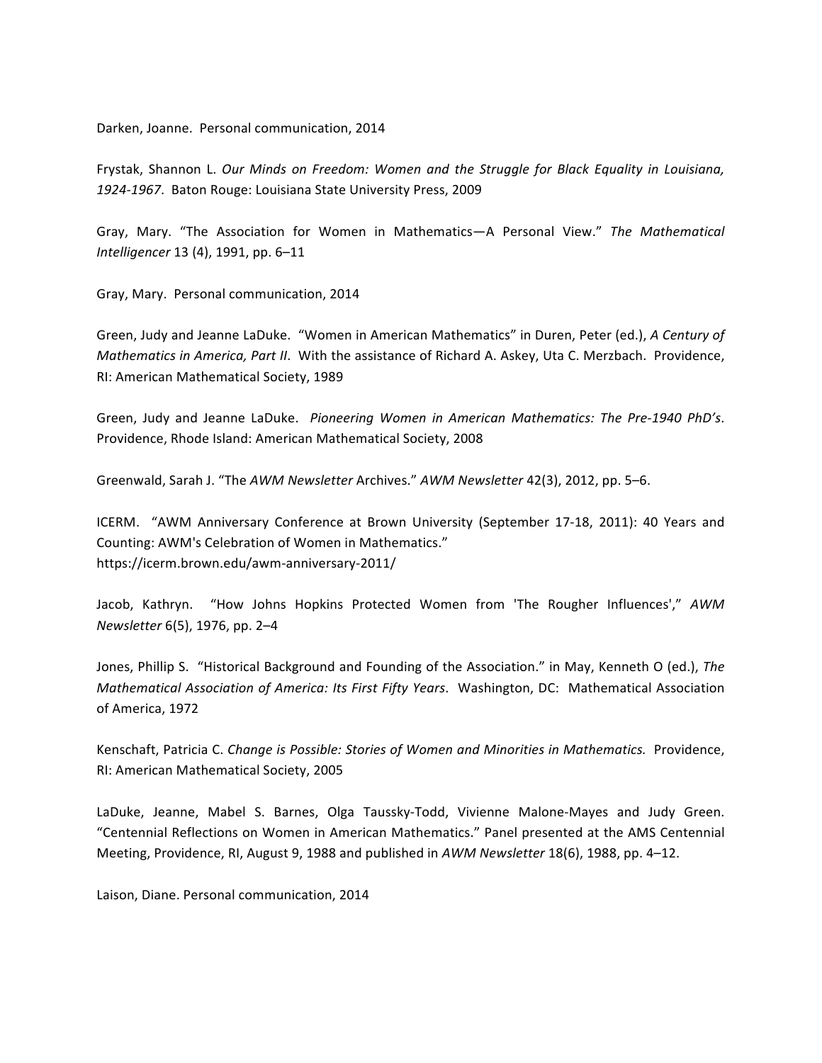Darken, Joanne. Personal communication, 2014

Frystak, Shannon L. *Our Minds on Freedom: Women and the Struggle for Black Equality in Louisiana, 1924-1967*. Baton Rouge: Louisiana State University Press, 2009

Gray, Mary. "The Association for Women in Mathematics—A Personal View." *The Mathematical Intelligencer* 13 (4), 1991, pp. 6–11

Gray, Mary. Personal communication, 2014

Green, Judy and Jeanne LaDuke. "Women in American Mathematics" in Duren, Peter (ed.), *A Century of Mathematics in America, Part II*. With the assistance of Richard A. Askey, Uta C. Merzbach. Providence, RI: American Mathematical Society, 1989

Green, Judy and Jeanne LaDuke. *Pioneering Women in American Mathematics: The Pre-1940 PhD's*. Providence, Rhode Island: American Mathematical Society, 2008

Greenwald, Sarah J. "The *AWM Newsletter* Archives." *AWM Newsletter* 42(3), 2012, pp. 5–6.

ICERM. "AWM Anniversary Conference at Brown University (September 17-18, 2011): 40 Years and Counting: AWM's Celebration of Women in Mathematics." https://icerm.brown.edu/awm-anniversary-2011/

Jacob, Kathryn. "How Johns Hopkins Protected Women from 'The Rougher Influences'," *AWM Newsletter* 6(5), 1976, pp. 2–4

Jones, Phillip S. "Historical Background and Founding of the Association." in May, Kenneth O (ed.), *The Mathematical Association of America: Its First Fifty Years*. Washington, DC: Mathematical Association of America, 1972

Kenschaft, Patricia C. *Change is Possible: Stories of Women and Minorities in Mathematics.* Providence, RI: American Mathematical Society, 2005

LaDuke, Jeanne, Mabel S. Barnes, Olga Taussky-Todd, Vivienne Malone-Mayes and Judy Green. "Centennial Reflections on Women in American Mathematics." Panel presented at the AMS Centennial Meeting, Providence, RI, August 9, 1988 and published in *AWM Newsletter* 18(6), 1988, pp. 4–12.

Laison, Diane. Personal communication, 2014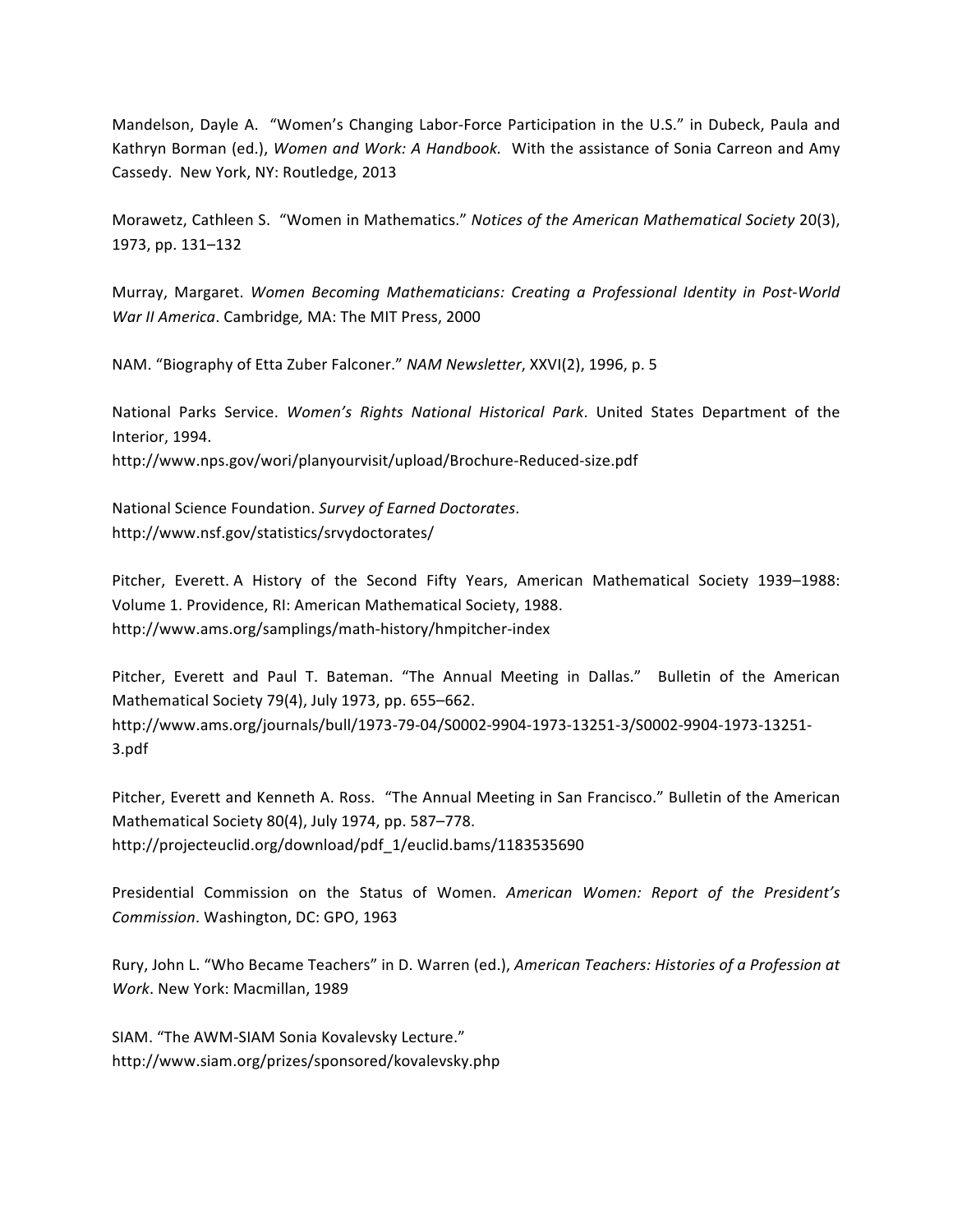Mandelson, Dayle A. "Women's Changing Labor-Force Participation in the U.S." in Dubeck, Paula and Kathryn Borman (ed.), *Women and Work: A Handbook.* With the assistance of Sonia Carreon and Amy Cassedy. New York, NY: Routledge, 2013

Morawetz, Cathleen S. "Women in Mathematics." *Notices of the American Mathematical Society* 20(3), 1973, pp. 131–132

Murray, Margaret. *Women Becoming Mathematicians: Creating a Professional Identity in Post-World War II America*. Cambridge, MA: The MIT Press, 2000

NAM. "Biography of Etta Zuber Falconer." *NAM Newsletter*, XXVI(2), 1996, p. 5

National Parks Service. *Women's Rights National Historical Park*. United States Department of the Interior, 1994.
http://www.nps.gov/wori/planyourvisit/upload/Brochure-Reduced-size.pdf

National Science Foundation. *Survey of Earned Doctorates*.
http://www.nsf.gov/statistics/srvydoctorates/

Pitcher, Everett. A History of the Second Fifty Years, American Mathematical Society 1939–1988: Volume 1. Providence, RI: American Mathematical Society, 1988.
http://www.ams.org/samplings/math-history/hmpitcher-index

Pitcher, Everett and Paul T. Bateman. "The Annual Meeting in Dallas." Bulletin of the American Mathematical Society 79(4), July 1973, pp. 655–662.
http://www.ams.org/journals/bull/1973-79-04/S0002-9904-1973-13251-3/S0002-9904-1973-13251-3.pdf

Pitcher, Everett and Kenneth A. Ross. "The Annual Meeting in San Francisco." Bulletin of the American Mathematical Society 80(4), July 1974, pp. 587–778.
http://projecteuclid.org/download/pdf_1/euclid.bams/1183535690

Presidential Commission on the Status of Women. *American Women: Report of the President's Commission*. Washington, DC: GPO, 1963

Rury, John L. "Who Became Teachers" in D. Warren (ed.), *American Teachers: Histories of a Profession at Work*. New York: Macmillan, 1989

SIAM. "The AWM-SIAM Sonia Kovalevsky Lecture."
http://www.siam.org/prizes/sponsored/kovalevsky.php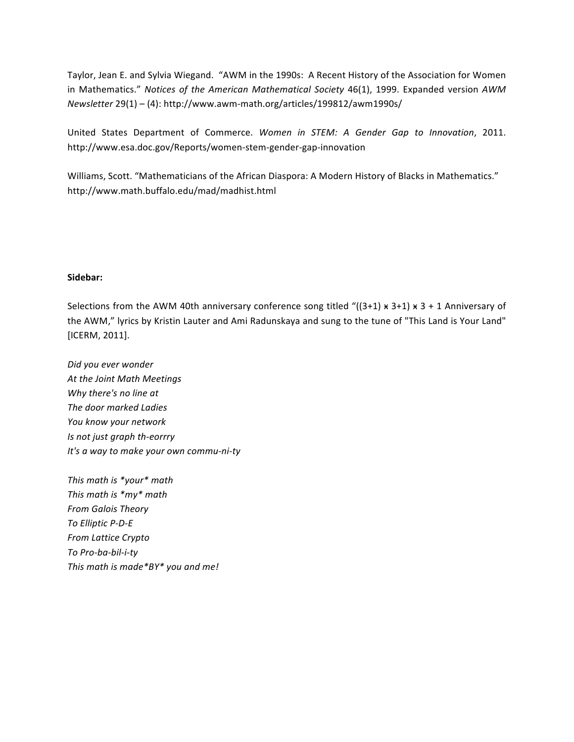Taylor, Jean E. and Sylvia Wiegand. "AWM in the 1990s: A Recent History of the Association for Women in Mathematics." *Notices of the American Mathematical Society* 46(1), 1999. Expanded version *AWM Newsletter* 29(1) – (4): http://www.awm-math.org/articles/199812/awm1990s/

United States Department of Commerce. *Women in STEM: A Gender Gap to Innovation*, 2011. http://www.esa.doc.gov/Reports/women-stem-gender-gap-innovation

Williams, Scott. "Mathematicians of the African Diaspora: A Modern History of Blacks in Mathematics." http://www.math.buffalo.edu/mad/madhist.html

**Sidebar:**

Selections from the AWM 40th anniversary conference song titled "((3+1) x 3+1) x 3 + 1 Anniversary of the AWM," lyrics by Kristin Lauter and Ami Radunskaya and sung to the tune of "This Land is Your Land" [ICERM, 2011].

*Did you ever wonder*
*At the Joint Math Meetings*
*Why there's no line at*
*The door marked Ladies*
*You know your network*
*Is not just graph th-eorrry*
*It's a way to make your own commu-ni-ty*

*This math is *your* math*
*This math is *my* math*
*From Galois Theory*
*To Elliptic P-D-E*
*From Lattice Crypto*
*To Pro-ba-bil-i-ty*
*This math is made*BY* you and me!*